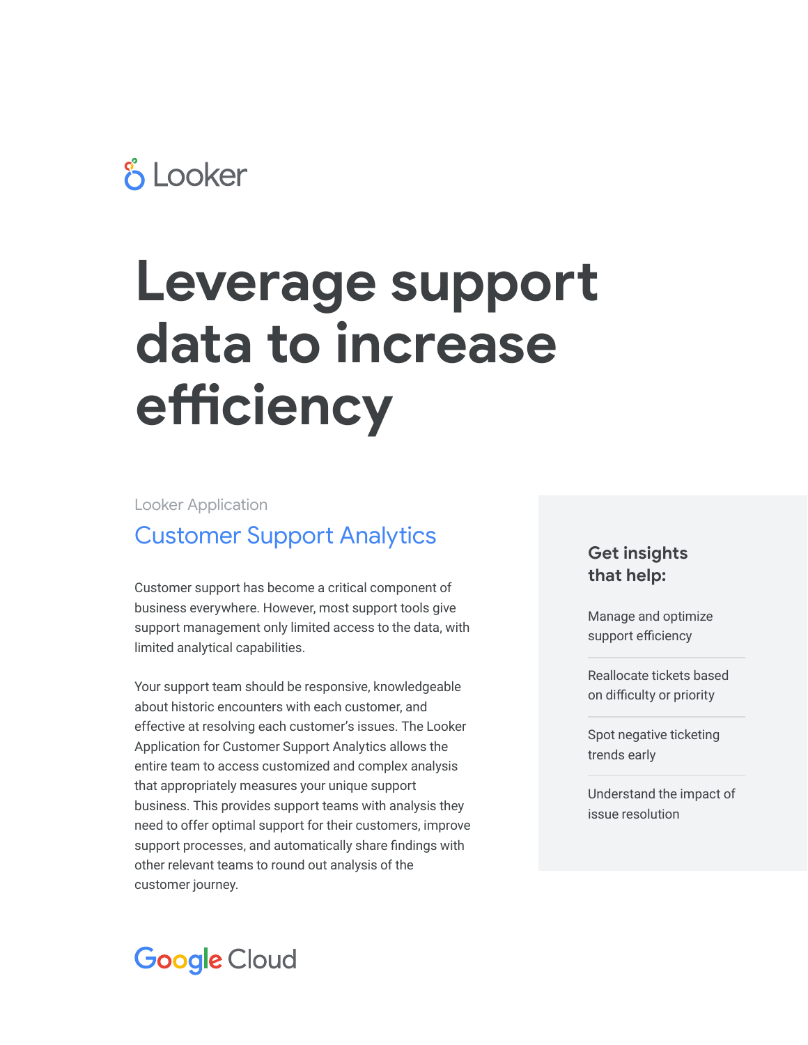Looker

# Leverage support data to increase efficiency

Looker Application

## Customer Support Analytics

Customer support has become a critical component of business everywhere. However, most support tools give support management only limited access to the data, with limited analytical capabilities.

Your support team should be responsive, knowledgeable about historic encounters with each customer, and effective at resolving each customer's issues. The Looker Application for Customer Support Analytics allows the entire team to access customized and complex analysis that appropriately measures your unique support business. This provides support teams with analysis they need to offer optimal support for their customers, improve support processes, and automatically share findings with other relevant teams to round out analysis of the customer journey.

### Get insights that help:

- Manage and optimize support efficiency
- Reallocate tickets based on difficulty or priority
- Spot negative ticketing trends early
- Understand the impact of issue resolution

Google Cloud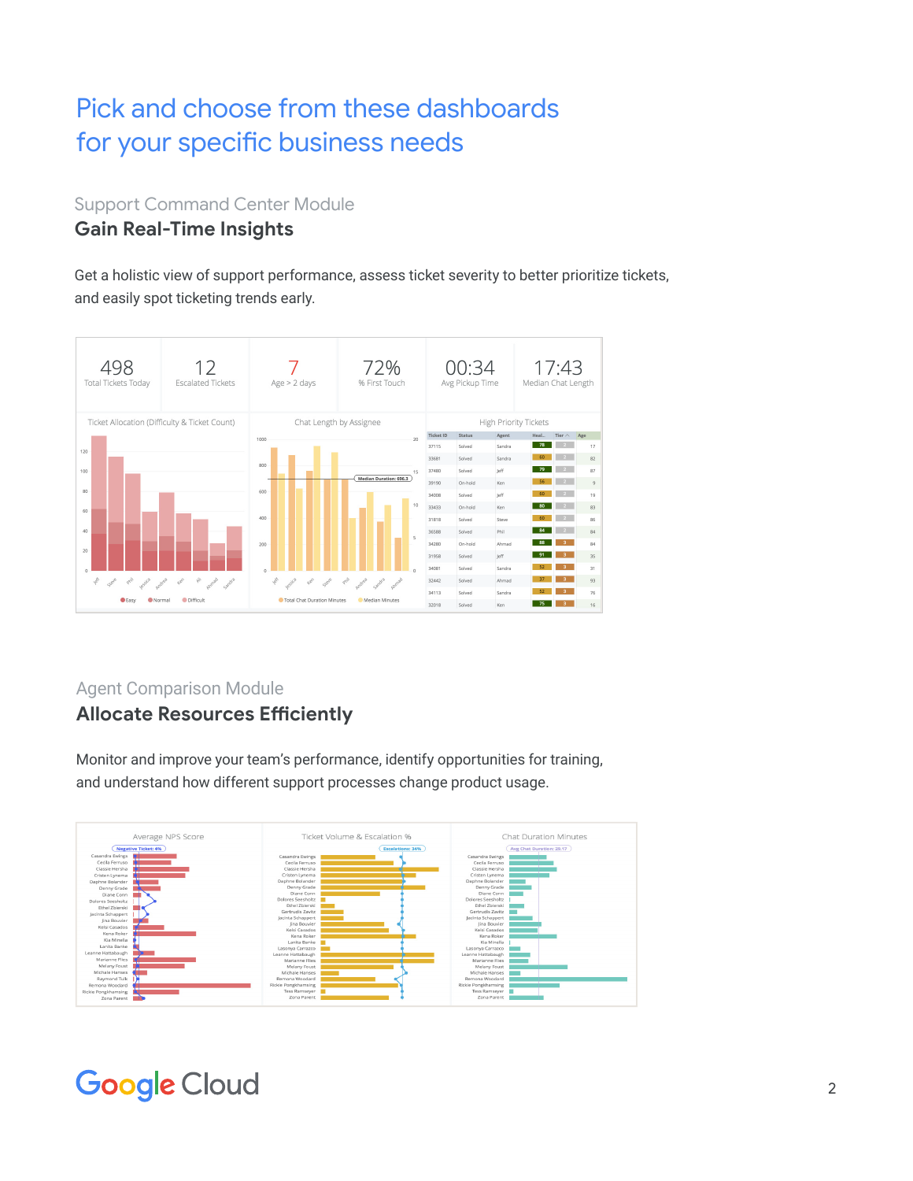# Pick and choose from these dashboards for your specific business needs

Support Command Center Module

## Gain Real-Time Insights

Get a holistic view of support performance, assess ticket severity to better prioritize tickets, and easily spot ticketing trends early.

Agent Comparison Module

## Allocate Resources Efficiently

Monitor and improve your team's performance, identify opportunities for training, and understand how different support processes change product usage.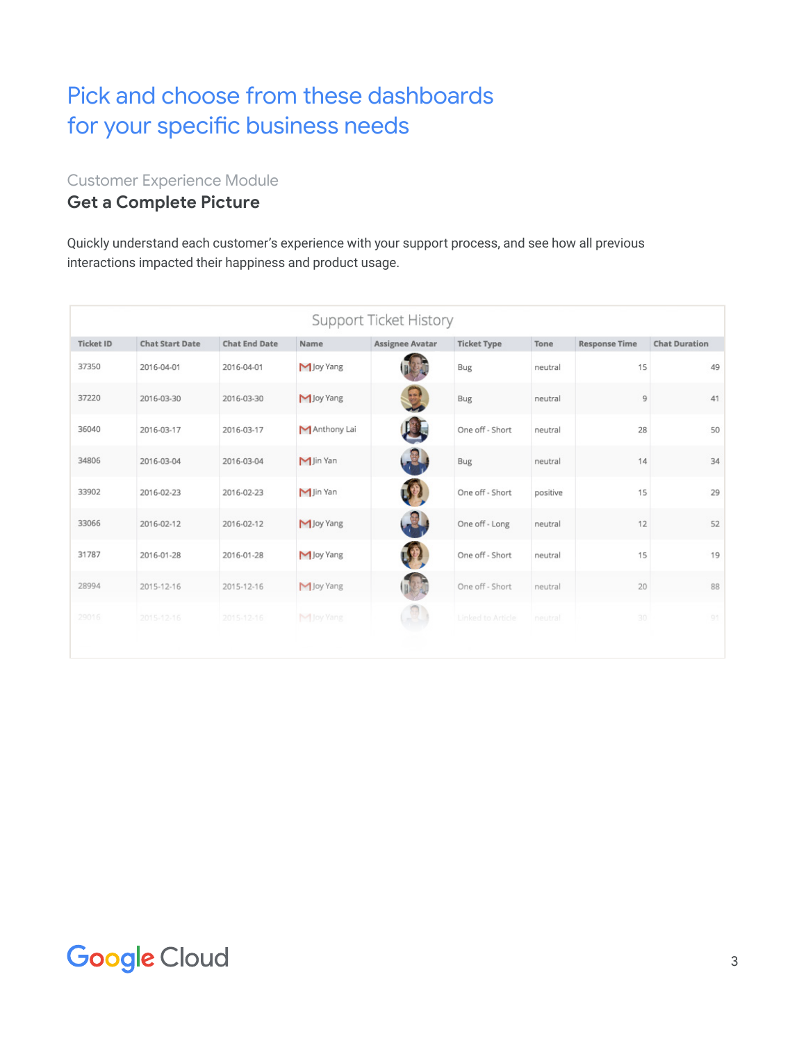# Pick and choose from these dashboards for your specific business needs

Customer Experience Module

## Get a Complete Picture

Quickly understand each customer's experience with your support process, and see how all previous interactions impacted their happiness and product usage.

Support Ticket History

| Ticket ID | Chat Start Date | Chat End Date | Name | Assignee Avatar | Ticket Type | Tone | Response Time | Chat Duration |
|---|---|---|---|---|---|---|---|---|
| 37350 | 2016-04-01 | 2016-04-01 | Joy Yang | | Bug | neutral | 15 | 49 |
| 37220 | 2016-03-30 | 2016-03-30 | Joy Yang | | Bug | neutral | 9 | 41 |
| 36040 | 2016-03-17 | 2016-03-17 | Anthony Lai | | One off - Short | neutral | 28 | 50 |
| 34806 | 2016-03-04 | 2016-03-04 | Jin Yan | | Bug | neutral | 14 | 34 |
| 33902 | 2016-02-23 | 2016-02-23 | Jin Yan | | One off - Short | positive | 15 | 29 |
| 33066 | 2016-02-12 | 2016-02-12 | Joy Yang | | One off - Long | neutral | 12 | 52 |
| 31787 | 2016-01-28 | 2016-01-28 | Joy Yang | | One off - Short | neutral | 15 | 19 |
| 28994 | 2015-12-16 | 2015-12-16 | Joy Yang | | One off - Short | neutral | 20 | 88 |
| 29016 | 2015-12-16 | 2015-12-16 | Joy Yang | | Linked to Article | neutral | 30 | 91 |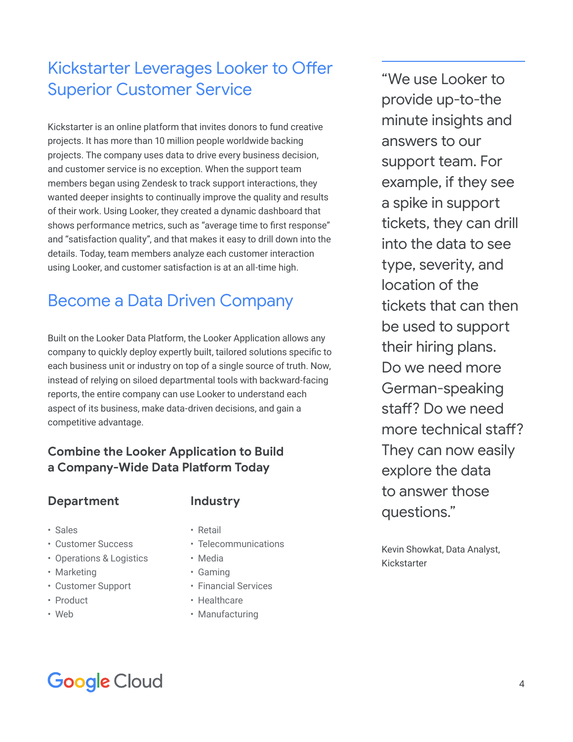## Kickstarter Leverages Looker to Offer Superior Customer Service

Kickstarter is an online platform that invites donors to fund creative projects. It has more than 10 million people worldwide backing projects. The company uses data to drive every business decision, and customer service is no exception. When the support team members began using Zendesk to track support interactions, they wanted deeper insights to continually improve the quality and results of their work. Using Looker, they created a dynamic dashboard that shows performance metrics, such as "average time to first response" and "satisfaction quality", and that makes it easy to drill down into the details. Today, team members analyze each customer interaction using Looker, and customer satisfaction is at an all-time high.

> "We use Looker to provide up-to-the minute insights and answers to our support team. For example, if they see a spike in support tickets, they can drill into the data to see type, severity, and location of the tickets that can then be used to support their hiring plans. Do we need more German-speaking staff? Do we need more technical staff? They can now easily explore the data to answer those questions."
>
> Kevin Showkat, Data Analyst, Kickstarter

## Become a Data Driven Company

Built on the Looker Data Platform, the Looker Application allows any company to quickly deploy expertly built, tailored solutions specific to each business unit or industry on top of a single source of truth. Now, instead of relying on siloed departmental tools with backward-facing reports, the entire company can use Looker to understand each aspect of its business, make data-driven decisions, and gain a competitive advantage.

### Combine the Looker Application to Build a Company-Wide Data Platform Today

#### Department

- Sales
- Customer Success
- Operations & Logistics
- Marketing
- Customer Support
- Product
- Web

#### Industry

- Retail
- Telecommunications
- Media
- Gaming
- Financial Services
- Healthcare
- Manufacturing

Google Cloud